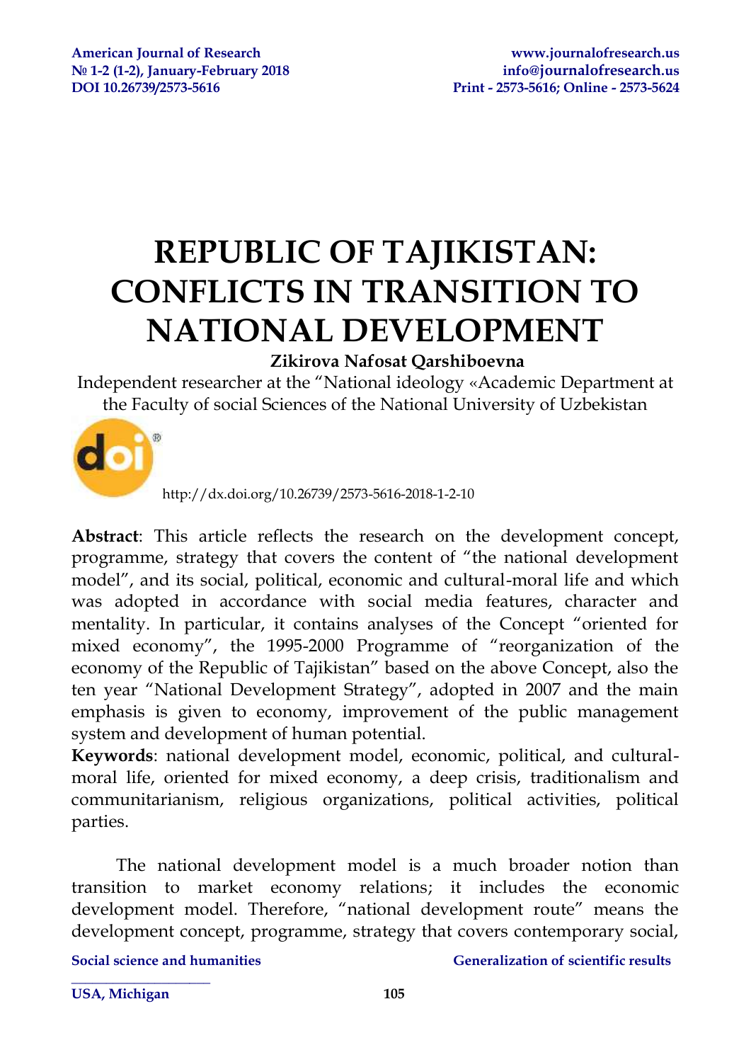# REPUBLIC OF TAJIKISTAN: CONFLICTS IN TRANSITION TO NATIONAL DEVELOPMENT

**Zikirova Nafosat Qarshiboevna**

Independent researcher at the "National ideology «Academic Department at the Faculty of social Sciences of the National University of Uzbekistan

http://dx.doi.org/10.26739/2573-5616-2018-1-2-10

**Abstract**: This article reflects the research on the development concept, programme, strategy that covers the content of "the national development model", and its social, political, economic and cultural-moral life and which was adopted in accordance with social media features, character and mentality. In particular, it contains analyses of the Concept "oriented for mixed economy", the 1995-2000 Programme of "reorganization of the economy of the Republic of Tajikistan" based on the above Concept, also the ten year "National Development Strategy", adopted in 2007 and the main emphasis is given to economy, improvement of the public management system and development of human potential.

**Keywords**: national development model, economic, political, and cultural-moral life, oriented for mixed economy, a deep crisis, traditionalism and communitarianism, religious organizations, political activities, political parties.

The national development model is a much broader notion than transition to market economy relations; it includes the economic development model. Therefore, "national development route" means the development concept, programme, strategy that covers contemporary social,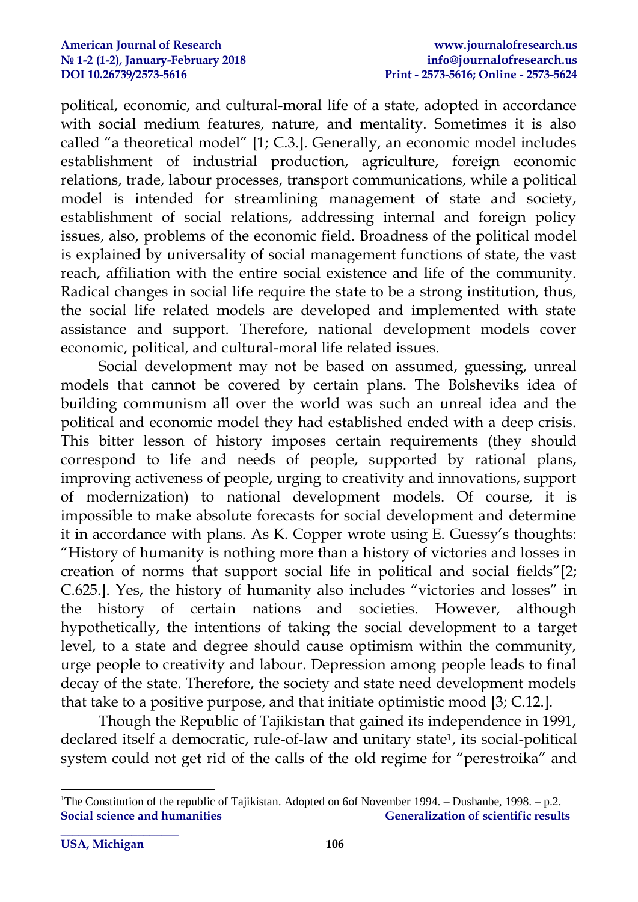political, economic, and cultural-moral life of a state, adopted in accordance with social medium features, nature, and mentality. Sometimes it is also called "a theoretical model" [1; C.3.]. Generally, an economic model includes establishment of industrial production, agriculture, foreign economic relations, trade, labour processes, transport communications, while a political model is intended for streamlining management of state and society, establishment of social relations, addressing internal and foreign policy issues, also, problems of the economic field. Broadness of the political model is explained by universality of social management functions of state, the vast reach, affiliation with the entire social existence and life of the community. Radical changes in social life require the state to be a strong institution, thus, the social life related models are developed and implemented with state assistance and support. Therefore, national development models cover economic, political, and cultural-moral life related issues.

Social development may not be based on assumed, guessing, unreal models that cannot be covered by certain plans. The Bolsheviks idea of building communism all over the world was such an unreal idea and the political and economic model they had established ended with a deep crisis. This bitter lesson of history imposes certain requirements (they should correspond to life and needs of people, supported by rational plans, improving activeness of people, urging to creativity and innovations, support of modernization) to national development models. Of course, it is impossible to make absolute forecasts for social development and determine it in accordance with plans. As K. Copper wrote using E. Guessy's thoughts: "History of humanity is nothing more than a history of victories and losses in creation of norms that support social life in political and social fields"[2; C.625.]. Yes, the history of humanity also includes "victories and losses" in the history of certain nations and societies. However, although hypothetically, the intentions of taking the social development to a target level, to a state and degree should cause optimism within the community, urge people to creativity and labour. Depression among people leads to final decay of the state. Therefore, the society and state need development models that take to a positive purpose, and that initiate optimistic mood [3; C.12.].

Though the Republic of Tajikistan that gained its independence in 1991, declared itself a democratic, rule-of-law and unitary state[1], its social-political system could not get rid of the calls of the old regime for "perestroika" and

---

[1] The Constitution of the republic of Tajikistan. Adopted on 6of November 1994. – Dushanbe, 1998. – p.2.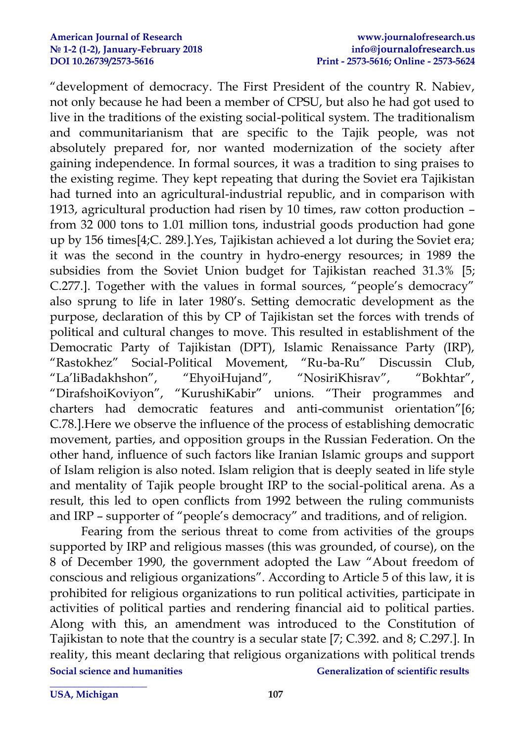"development of democracy. The First President of the country R. Nabiev, not only because he had been a member of CPSU, but also he had got used to live in the traditions of the existing social-political system. The traditionalism and communitarianism that are specific to the Tajik people, was not absolutely prepared for, nor wanted modernization of the society after gaining independence. In formal sources, it was a tradition to sing praises to the existing regime. They kept repeating that during the Soviet era Tajikistan had turned into an agricultural-industrial republic, and in comparison with 1913, agricultural production had risen by 10 times, raw cotton production – from 32 000 tons to 1.01 million tons, industrial goods production had gone up by 156 times[4;C. 289.].Yes, Tajikistan achieved a lot during the Soviet era; it was the second in the country in hydro-energy resources; in 1989 the subsidies from the Soviet Union budget for Tajikistan reached 31.3% [5; C.277.]. Together with the values in formal sources, "people's democracy" also sprung to life in later 1980's. Setting democratic development as the purpose, declaration of this by CP of Tajikistan set the forces with trends of political and cultural changes to move. This resulted in establishment of the Democratic Party of Tajikistan (DPT), Islamic Renaissance Party (IRP), "Rastokhez" Social-Political Movement, "Ru-ba-Ru" Discussin Club, "La'liBadakhshon", "EhyoiHujand", "NosiriKhisrav", "Bokhtar", "DirafshoiKoviyon", "KurushiKabir" unions. "Their programmes and charters had democratic features and anti-communist orientation"[6; C.78.].Here we observe the influence of the process of establishing democratic movement, parties, and opposition groups in the Russian Federation. On the other hand, influence of such factors like Iranian Islamic groups and support of Islam religion is also noted. Islam religion that is deeply seated in life style and mentality of Tajik people brought IRP to the social-political arena. As a result, this led to open conflicts from 1992 between the ruling communists and IRP – supporter of "people's democracy" and traditions, and of religion.

Fearing from the serious threat to come from activities of the groups supported by IRP and religious masses (this was grounded, of course), on the 8 of December 1990, the government adopted the Law "About freedom of conscious and religious organizations". According to Article 5 of this law, it is prohibited for religious organizations to run political activities, participate in activities of political parties and rendering financial aid to political parties. Along with this, an amendment was introduced to the Constitution of Tajikistan to note that the country is a secular state [7; C.392. and 8; C.297.]. In reality, this meant declaring that religious organizations with political trends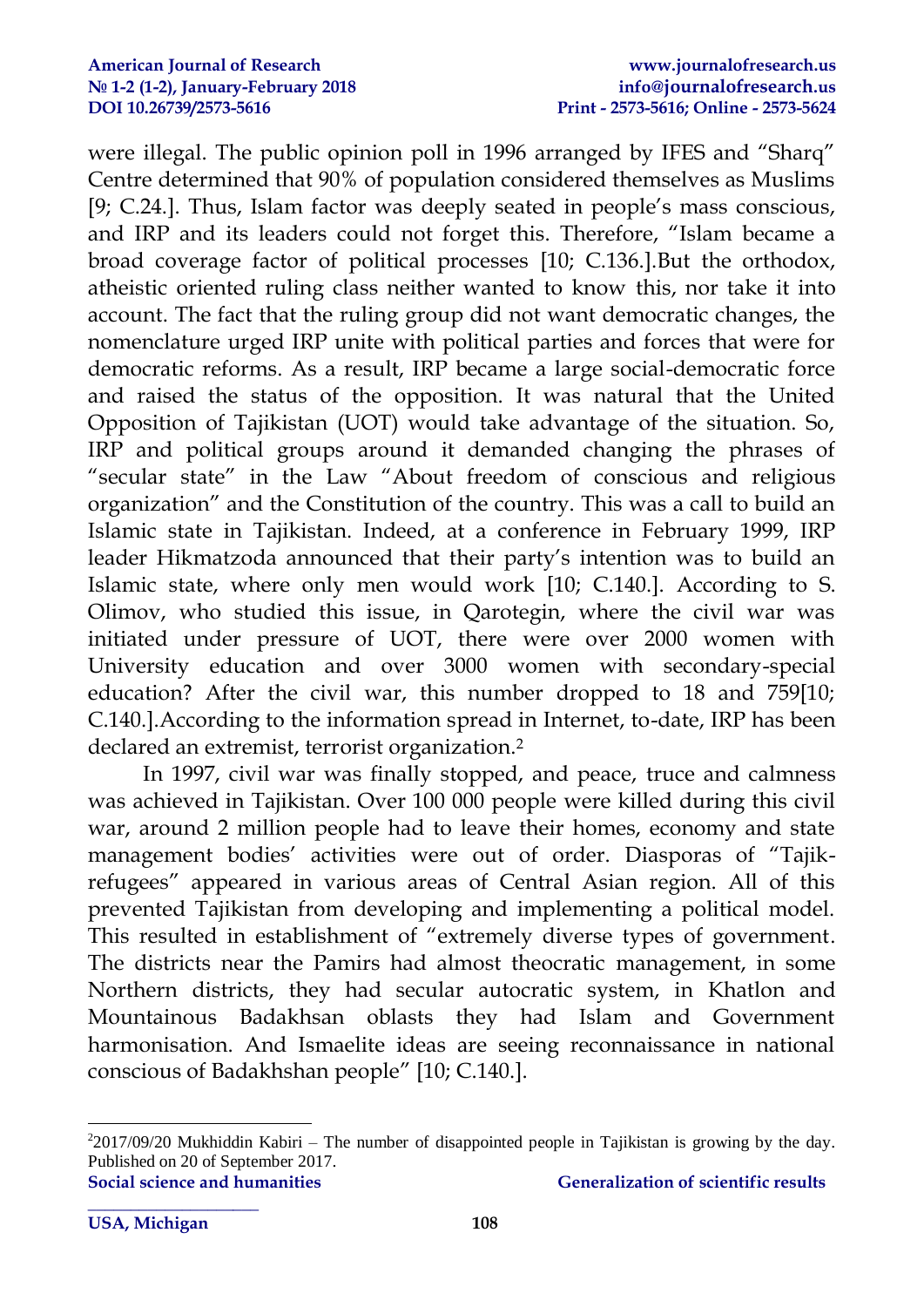were illegal. The public opinion poll in 1996 arranged by IFES and "Sharq" Centre determined that 90% of population considered themselves as Muslims [9; C.24.]. Thus, Islam factor was deeply seated in people's mass conscious, and IRP and its leaders could not forget this. Therefore, "Islam became a broad coverage factor of political processes [10; C.136.].But the orthodox, atheistic oriented ruling class neither wanted to know this, nor take it into account. The fact that the ruling group did not want democratic changes, the nomenclature urged IRP unite with political parties and forces that were for democratic reforms. As a result, IRP became a large social-democratic force and raised the status of the opposition. It was natural that the United Opposition of Tajikistan (UOT) would take advantage of the situation. So, IRP and political groups around it demanded changing the phrases of "secular state" in the Law "About freedom of conscious and religious organization" and the Constitution of the country. This was a call to build an Islamic state in Tajikistan. Indeed, at a conference in February 1999, IRP leader Hikmatzoda announced that their party's intention was to build an Islamic state, where only men would work [10; C.140.]. According to S. Olimov, who studied this issue, in Qarotegin, where the civil war was initiated under pressure of UOT, there were over 2000 women with University education and over 3000 women with secondary-special education? After the civil war, this number dropped to 18 and 759[10; C.140.].According to the information spread in Internet, to-date, IRP has been declared an extremist, terrorist organization.[2]

In 1997, civil war was finally stopped, and peace, truce and calmness was achieved in Tajikistan. Over 100 000 people were killed during this civil war, around 2 million people had to leave their homes, economy and state management bodies' activities were out of order. Diasporas of "Tajik-refugees" appeared in various areas of Central Asian region. All of this prevented Tajikistan from developing and implementing a political model. This resulted in establishment of "extremely diverse types of government. The districts near the Pamirs had almost theocratic management, in some Northern districts, they had secular autocratic system, in Khatlon and Mountainous Badakhsan oblasts they had Islam and Government harmonisation. And Ismaelite ideas are seeing reconnaissance in national conscious of Badakhshan people" [10; C.140.].

---

[2] 2017/09/20 Mukhiddin Kabiri – The number of disappointed people in Tajikistan is growing by the day. Published on 20 of September 2017.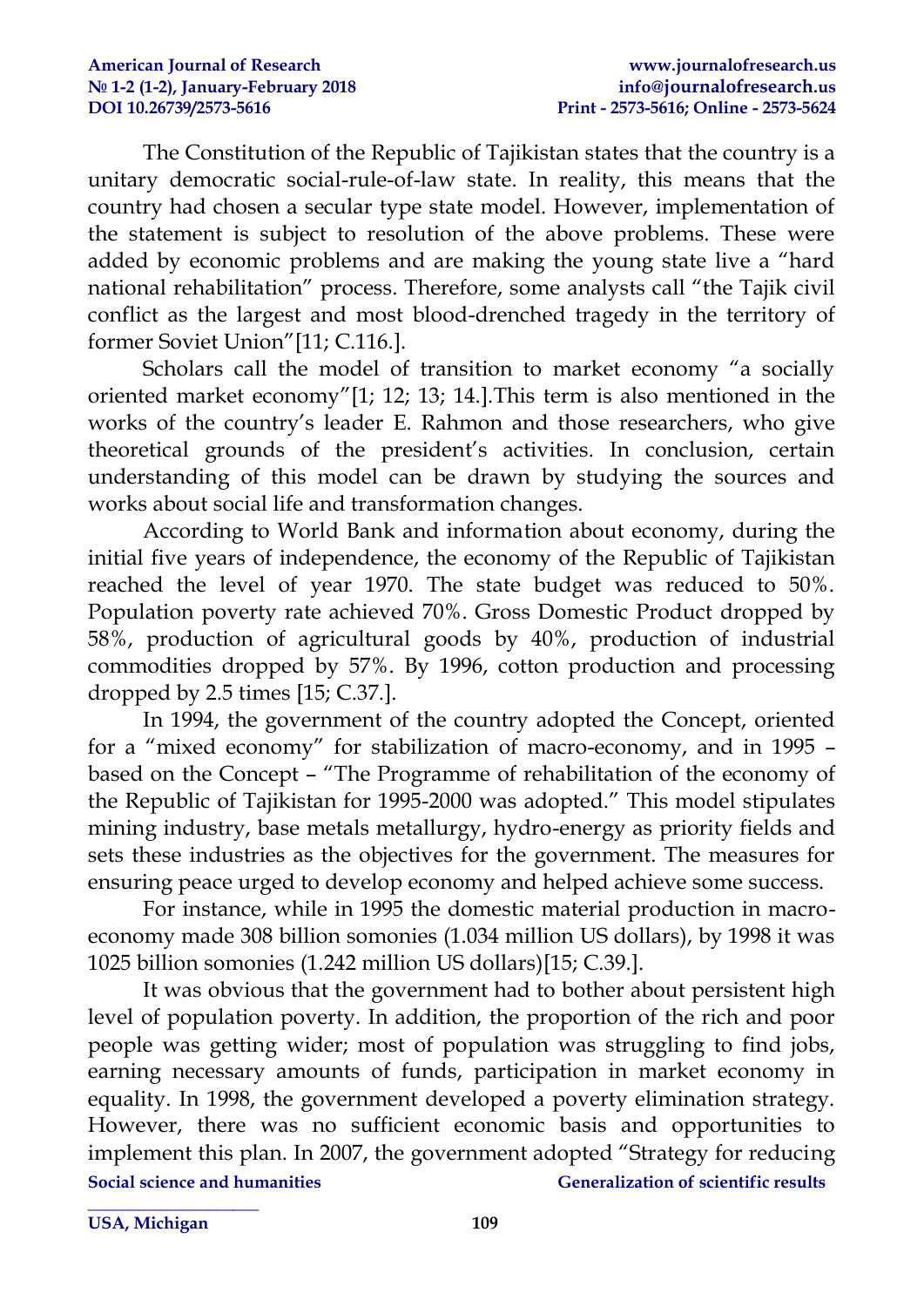The Constitution of the Republic of Tajikistan states that the country is a unitary democratic social-rule-of-law state. In reality, this means that the country had chosen a secular type state model. However, implementation of the statement is subject to resolution of the above problems. These were added by economic problems and are making the young state live a "hard national rehabilitation" process. Therefore, some analysts call "the Tajik civil conflict as the largest and most blood-drenched tragedy in the territory of former Soviet Union"[11; C.116.].

Scholars call the model of transition to market economy "a socially oriented market economy"[1; 12; 13; 14.].This term is also mentioned in the works of the country's leader E. Rahmon and those researchers, who give theoretical grounds of the president's activities. In conclusion, certain understanding of this model can be drawn by studying the sources and works about social life and transformation changes.

According to World Bank and information about economy, during the initial five years of independence, the economy of the Republic of Tajikistan reached the level of year 1970. The state budget was reduced to 50%. Population poverty rate achieved 70%. Gross Domestic Product dropped by 58%, production of agricultural goods by 40%, production of industrial commodities dropped by 57%. By 1996, cotton production and processing dropped by 2.5 times [15; C.37.].

In 1994, the government of the country adopted the Concept, oriented for a "mixed economy" for stabilization of macro-economy, and in 1995 – based on the Concept – "The Programme of rehabilitation of the economy of the Republic of Tajikistan for 1995-2000 was adopted." This model stipulates mining industry, base metals metallurgy, hydro-energy as priority fields and sets these industries as the objectives for the government. The measures for ensuring peace urged to develop economy and helped achieve some success.

For instance, while in 1995 the domestic material production in macro-economy made 308 billion somonies (1.034 million US dollars), by 1998 it was 1025 billion somonies (1.242 million US dollars)[15; C.39.].

It was obvious that the government had to bother about persistent high level of population poverty. In addition, the proportion of the rich and poor people was getting wider; most of population was struggling to find jobs, earning necessary amounts of funds, participation in market economy in equality. In 1998, the government developed a poverty elimination strategy. However, there was no sufficient economic basis and opportunities to implement this plan. In 2007, the government adopted "Strategy for reducing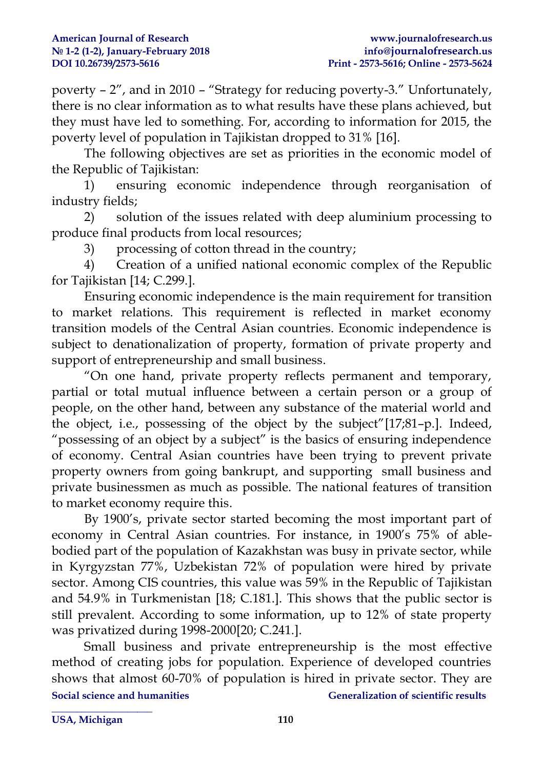poverty – 2", and in 2010 – "Strategy for reducing poverty-3." Unfortunately, there is no clear information as to what results have these plans achieved, but they must have led to something. For, according to information for 2015, the poverty level of population in Tajikistan dropped to 31% [16].

The following objectives are set as priorities in the economic model of the Republic of Tajikistan:

1) ensuring economic independence through reorganisation of industry fields;

2) solution of the issues related with deep aluminium processing to produce final products from local resources;

3) processing of cotton thread in the country;

4) Creation of a unified national economic complex of the Republic for Tajikistan [14; C.299.].

Ensuring economic independence is the main requirement for transition to market relations. This requirement is reflected in market economy transition models of the Central Asian countries. Economic independence is subject to denationalization of property, formation of private property and support of entrepreneurship and small business.

"On one hand, private property reflects permanent and temporary, partial or total mutual influence between a certain person or a group of people, on the other hand, between any substance of the material world and the object, i.e., possessing of the object by the subject"[17;81–p.]. Indeed, "possessing of an object by a subject" is the basics of ensuring independence of economy. Central Asian countries have been trying to prevent private property owners from going bankrupt, and supporting small business and private businessmen as much as possible. The national features of transition to market economy require this.

By 1900's, private sector started becoming the most important part of economy in Central Asian countries. For instance, in 1900's 75% of able-bodied part of the population of Kazakhstan was busy in private sector, while in Kyrgyzstan 77%, Uzbekistan 72% of population were hired by private sector. Among CIS countries, this value was 59% in the Republic of Tajikistan and 54.9% in Turkmenistan [18; C.181.]. This shows that the public sector is still prevalent. According to some information, up to 12% of state property was privatized during 1998-2000[20; C.241.].

Small business and private entrepreneurship is the most effective method of creating jobs for population. Experience of developed countries shows that almost 60-70% of population is hired in private sector. They are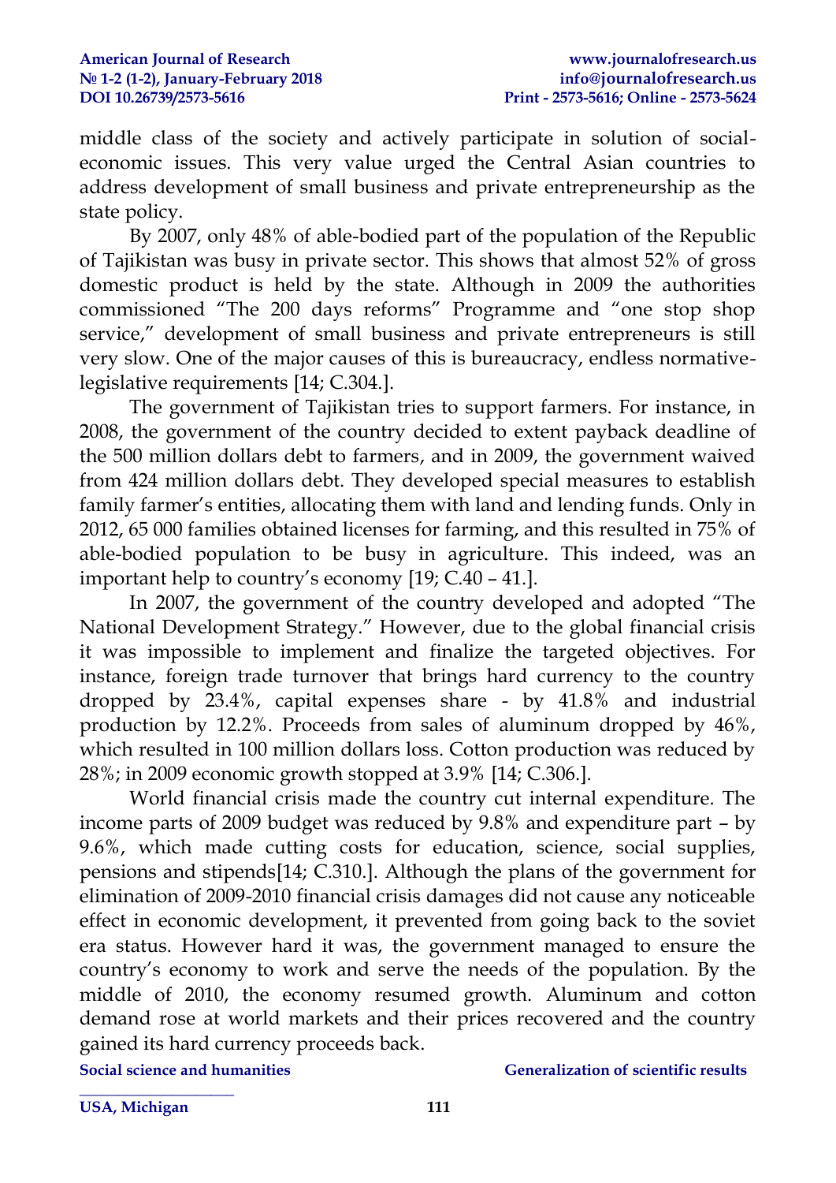middle class of the society and actively participate in solution of social-economic issues. This very value urged the Central Asian countries to address development of small business and private entrepreneurship as the state policy.

By 2007, only 48% of able-bodied part of the population of the Republic of Tajikistan was busy in private sector. This shows that almost 52% of gross domestic product is held by the state. Although in 2009 the authorities commissioned "The 200 days reforms" Programme and "one stop shop service," development of small business and private entrepreneurs is still very slow. One of the major causes of this is bureaucracy, endless normative-legislative requirements [14; C.304.].

The government of Tajikistan tries to support farmers. For instance, in 2008, the government of the country decided to extent payback deadline of the 500 million dollars debt to farmers, and in 2009, the government waived from 424 million dollars debt. They developed special measures to establish family farmer's entities, allocating them with land and lending funds. Only in 2012, 65 000 families obtained licenses for farming, and this resulted in 75% of able-bodied population to be busy in agriculture. This indeed, was an important help to country's economy [19; C.40 – 41.].

In 2007, the government of the country developed and adopted "The National Development Strategy." However, due to the global financial crisis it was impossible to implement and finalize the targeted objectives. For instance, foreign trade turnover that brings hard currency to the country dropped by 23.4%, capital expenses share - by 41.8% and industrial production by 12.2%. Proceeds from sales of aluminum dropped by 46%, which resulted in 100 million dollars loss. Cotton production was reduced by 28%; in 2009 economic growth stopped at 3.9% [14; C.306.].

World financial crisis made the country cut internal expenditure. The income parts of 2009 budget was reduced by 9.8% and expenditure part – by 9.6%, which made cutting costs for education, science, social supplies, pensions and stipends[14; C.310.]. Although the plans of the government for elimination of 2009-2010 financial crisis damages did not cause any noticeable effect in economic development, it prevented from going back to the soviet era status. However hard it was, the government managed to ensure the country's economy to work and serve the needs of the population. By the middle of 2010, the economy resumed growth. Aluminum and cotton demand rose at world markets and their prices recovered and the country gained its hard currency proceeds back.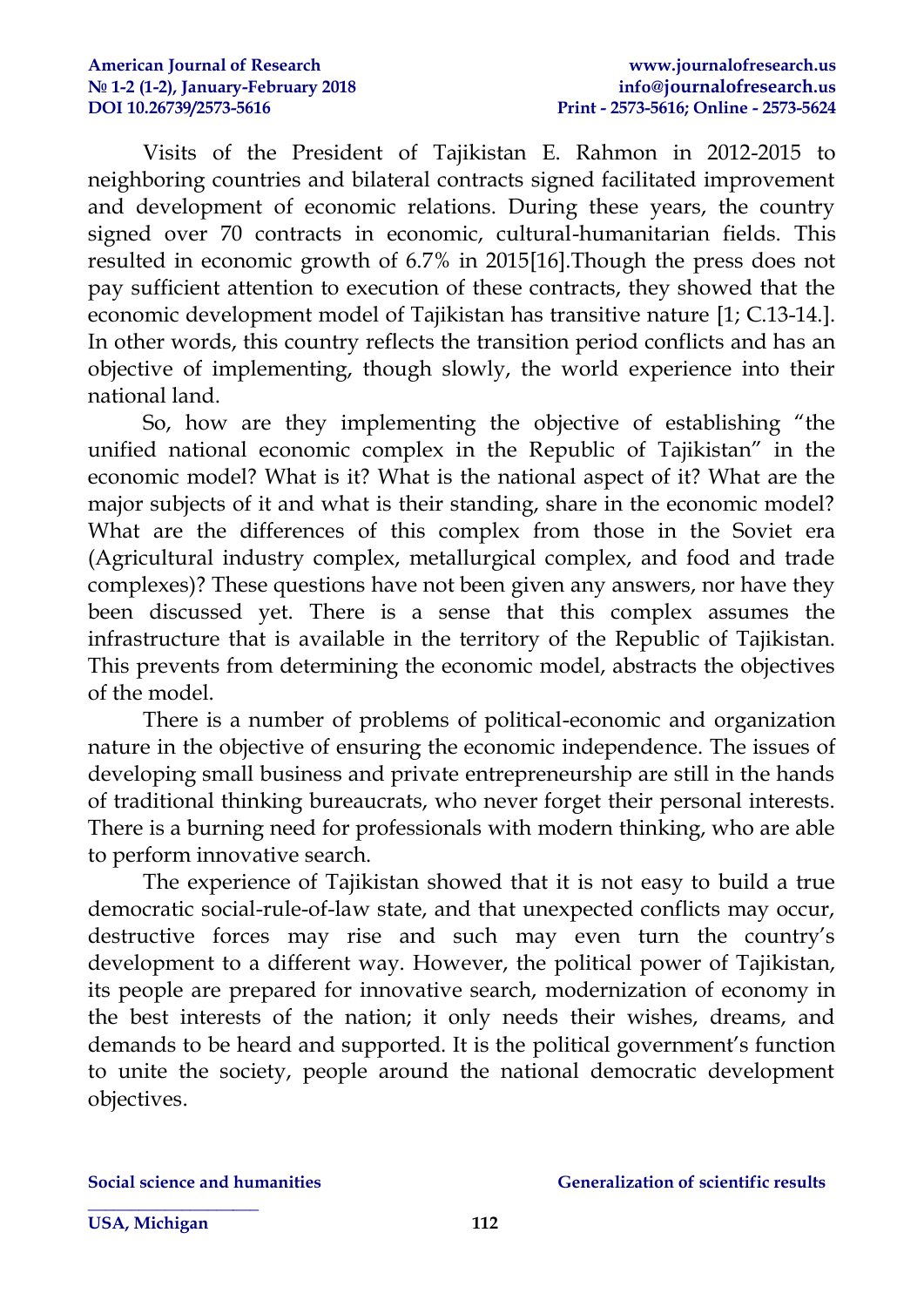Visits of the President of Tajikistan E. Rahmon in 2012-2015 to neighboring countries and bilateral contracts signed facilitated improvement and development of economic relations. During these years, the country signed over 70 contracts in economic, cultural-humanitarian fields. This resulted in economic growth of 6.7% in 2015[16].Though the press does not pay sufficient attention to execution of these contracts, they showed that the economic development model of Tajikistan has transitive nature [1; C.13-14.]. In other words, this country reflects the transition period conflicts and has an objective of implementing, though slowly, the world experience into their national land.

So, how are they implementing the objective of establishing "the unified national economic complex in the Republic of Tajikistan" in the economic model? What is it? What is the national aspect of it? What are the major subjects of it and what is their standing, share in the economic model? What are the differences of this complex from those in the Soviet era (Agricultural industry complex, metallurgical complex, and food and trade complexes)? These questions have not been given any answers, nor have they been discussed yet. There is a sense that this complex assumes the infrastructure that is available in the territory of the Republic of Tajikistan. This prevents from determining the economic model, abstracts the objectives of the model.

There is a number of problems of political-economic and organization nature in the objective of ensuring the economic independence. The issues of developing small business and private entrepreneurship are still in the hands of traditional thinking bureaucrats, who never forget their personal interests. There is a burning need for professionals with modern thinking, who are able to perform innovative search.

The experience of Tajikistan showed that it is not easy to build a true democratic social-rule-of-law state, and that unexpected conflicts may occur, destructive forces may rise and such may even turn the country's development to a different way. However, the political power of Tajikistan, its people are prepared for innovative search, modernization of economy in the best interests of the nation; it only needs their wishes, dreams, and demands to be heard and supported. It is the political government's function to unite the society, people around the national democratic development objectives.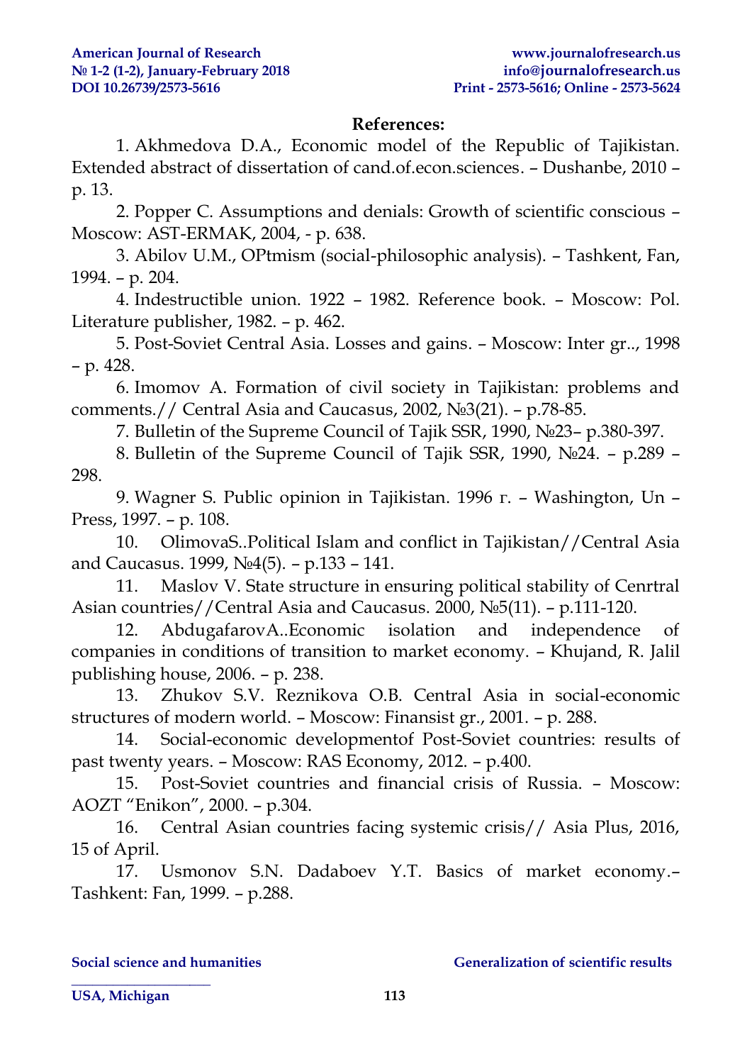**References:**

1. Akhmedova D.A., Economic model of the Republic of Tajikistan. Extended abstract of dissertation of cand.of.econ.sciences. – Dushanbe, 2010 – p. 13.
2. Popper C. Assumptions and denials: Growth of scientific conscious – Moscow: AST-ERMAK, 2004, - p. 638.
3. Abilov U.M., OPtmism (social-philosophic analysis). – Tashkent, Fan, 1994. – p. 204.
4. Indestructible union. 1922 – 1982. Reference book. – Moscow: Pol. Literature publisher, 1982. – p. 462.
5. Post-Soviet Central Asia. Losses and gains. – Moscow: Inter gr.., 1998 – p. 428.
6. Imomov A. Formation of civil society in Tajikistan: problems and comments.// Central Asia and Caucasus, 2002, №3(21). – p.78-85.
7. Bulletin of the Supreme Council of Tajik SSR, 1990, №23– p.380-397.
8. Bulletin of the Supreme Council of Tajik SSR, 1990, №24. – p.289 – 298.
9. Wagner S. Public opinion in Tajikistan. 1996 г. – Washington, Un – Press, 1997. – p. 108.
10. OlimovaS..Political Islam and conflict in Tajikistan//Central Asia and Caucasus. 1999, №4(5). – p.133 – 141.
11. Maslov V. State structure in ensuring political stability of Cenrtral Asian countries//Central Asia and Caucasus. 2000, №5(11). – p.111-120.
12. AbdugafarovA..Economic isolation and independence of companies in conditions of transition to market economy. – Khujand, R. Jalil publishing house, 2006. – p. 238.
13. Zhukov S.V. Reznikova O.B. Central Asia in social-economic structures of modern world. – Moscow: Finansist gr., 2001. – p. 288.
14. Social-economic developmentof Post-Soviet countries: results of past twenty years. – Moscow: RAS Economy, 2012. – p.400.
15. Post-Soviet countries and financial crisis of Russia. – Moscow: AOZT "Enikon", 2000. – p.304.
16. Central Asian countries facing systemic crisis// Asia Plus, 2016, 15 of April.
17. Usmonov S.N. Dadaboev Y.T. Basics of market economy.– Tashkent: Fan, 1999. – p.288.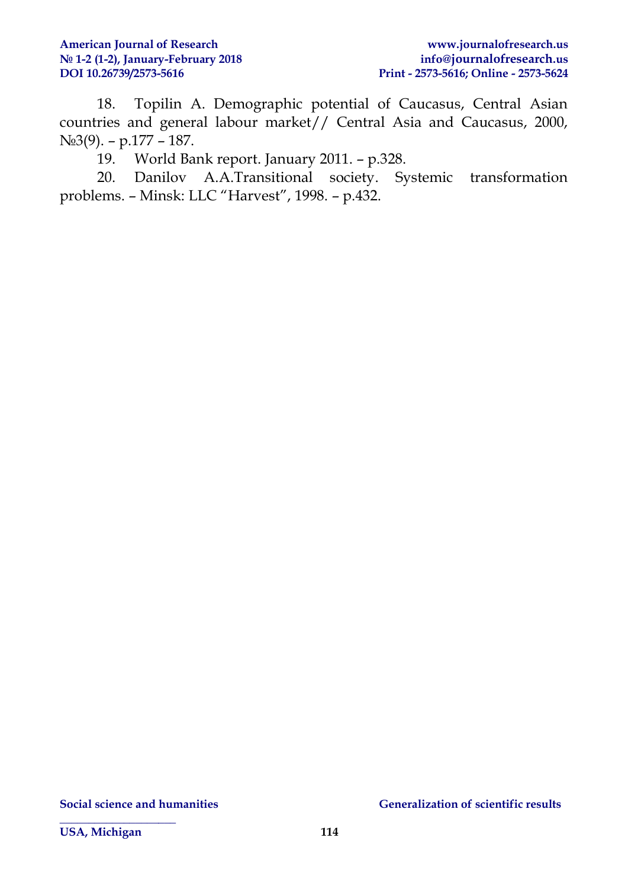18. Topilin A. Demographic potential of Caucasus, Central Asian countries and general labour market// Central Asia and Caucasus, 2000, №3(9). – p.177 – 187.

19. World Bank report. January 2011. – p.328.

20. Danilov A.A.Transitional society. Systemic transformation problems. – Minsk: LLC "Harvest", 1998. – p.432.